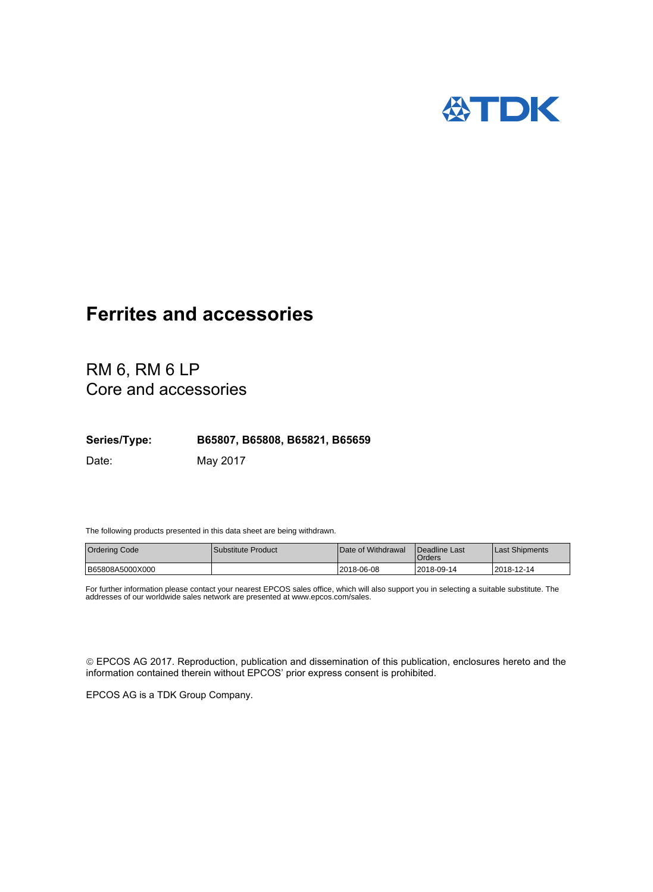TDK

# Ferrites and accessories

## RM 6, RM 6 LP
## Core and accessories

**Series/Type:** **B65807, B65808, B65821, B65659**

Date: May 2017

The following products presented in this data sheet are being withdrawn.

| Ordering Code | Substitute Product | Date of Withdrawal | Deadline Last Orders | Last Shipments |
|---|---|---|---|---|
| B65808A5000X000 | | 2018-06-08 | 2018-09-14 | 2018-12-14 |

For further information please contact your nearest EPCOS sales office, which will also support you in selecting a suitable substitute. The addresses of our worldwide sales network are presented at www.epcos.com/sales.

© EPCOS AG 2017. Reproduction, publication and dissemination of this publication, enclosures hereto and the information contained therein without EPCOS' prior express consent is prohibited.

EPCOS AG is a TDK Group Company.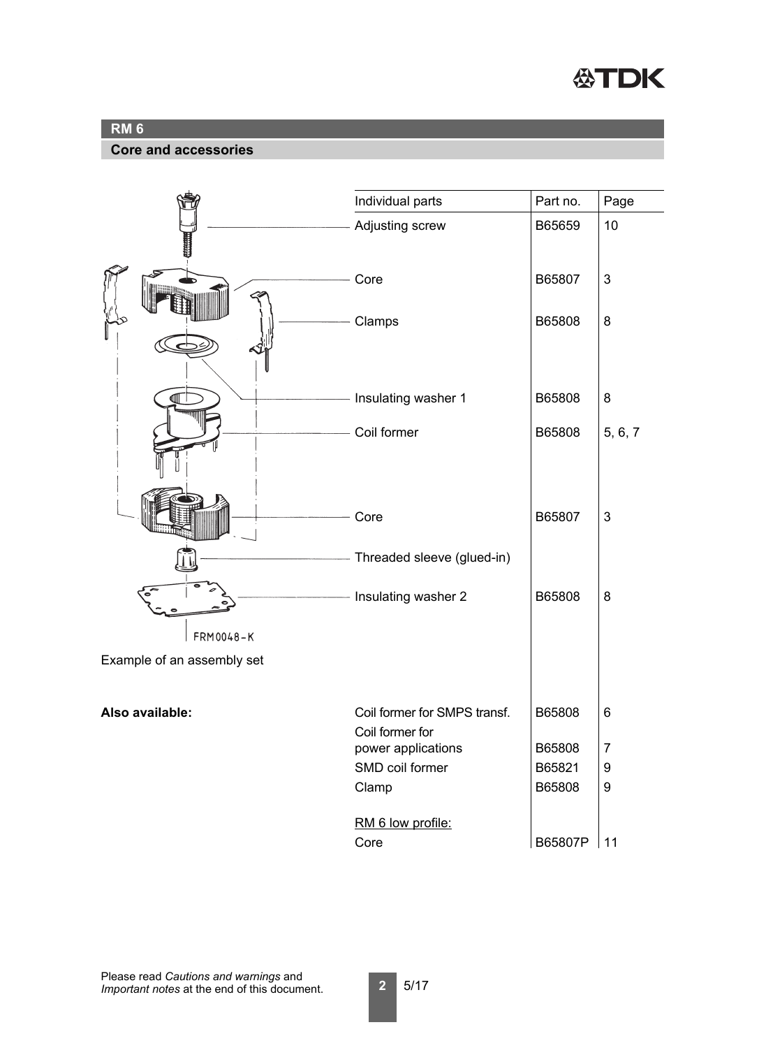## RM 6

### Core and accessories

| Individual parts | Part no. | Page |
| --- | --- | --- |
| Adjusting screw | B65659 | 10 |
| Core | B65807 | 3 |
| Clamps | B65808 | 8 |
| Insulating washer 1 | B65808 | 8 |
| Coil former | B65808 | 5, 6, 7 |
| Core | B65807 | 3 |
| Threaded sleeve (glued-in) | | |
| Insulating washer 2 | B65808 | 8 |

FRM0048-K

Example of an assembly set

**Also available:**

| | Part no. | Page |
| --- | --- | --- |
| Coil former for SMPS transf. | B65808 | 6 |
| Coil former for power applications | B65808 | 7 |
| SMD coil former | B65821 | 9 |
| Clamp | B65808 | 9 |
| RM 6 low profile: | | |
| Core | B65807P | 11 |

Please read *Cautions and warnings* and *Important notes* at the end of this document.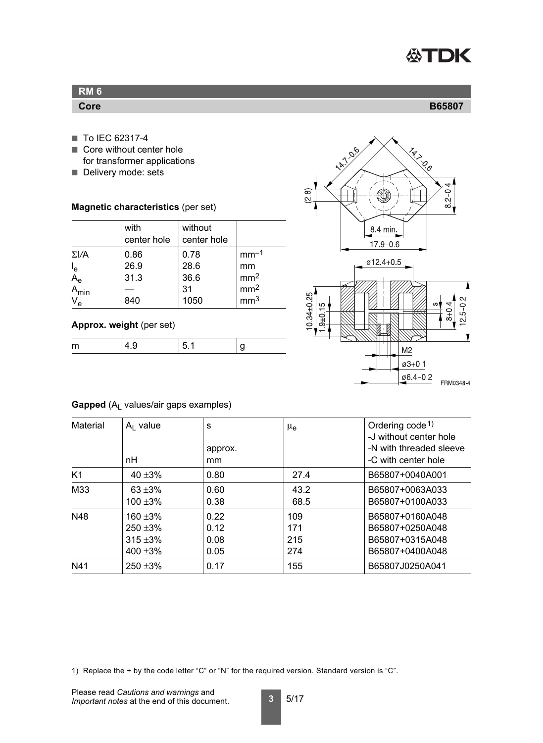## RM 6

**Core** **B65807**

- To IEC 62317-4
- Core without center hole for transformer applications
- Delivery mode: sets

**Magnetic characteristics** (per set)

| | with center hole | without center hole | |
|---|---|---|---|
| Σl/A | 0.86 | 0.78 | $mm^{-1}$ |
| $l_e$ | 26.9 | 28.6 | mm |
| $A_e$ | 31.3 | 36.6 | $mm^2$ |
| $A_{min}$ | — | 31 | $mm^2$ |
| $V_e$ | 840 | 1050 | $mm^3$ |

**Approx. weight** (per set)

| | | | |
|---|---|---|---|
| m | 4.9 | 5.1 | g |

FRM0348-4

**Gapped** ($A_L$ values/air gaps examples)

| Material | $A_L$ value<br>nH | s<br>approx.<br>mm | $\mu_e$ | Ordering code[1)]<br>-J without center hole<br>-N with threaded sleeve<br>-C with center hole |
|---|---|---|---|---|
| K1 | 40 ±3% | 0.80 | 27.4 | B65807+0040A001 |
| M33 | 63 ±3% | 0.60 | 43.2 | B65807+0063A033 |
| | 100 ±3% | 0.38 | 68.5 | B65807+0100A033 |
| N48 | 160 ±3% | 0.22 | 109 | B65807+0160A048 |
| | 250 ±3% | 0.12 | 171 | B65807+0250A048 |
| | 315 ±3% | 0.08 | 215 | B65807+0315A048 |
| | 400 ±3% | 0.05 | 274 | B65807+0400A048 |
| N41 | 250 ±3% | 0.17 | 155 | B65807J0250A041 |

1) Replace the + by the code letter "C" or "N" for the required version. Standard version is "C".

Please read *Cautions and warnings* and *Important notes* at the end of this document.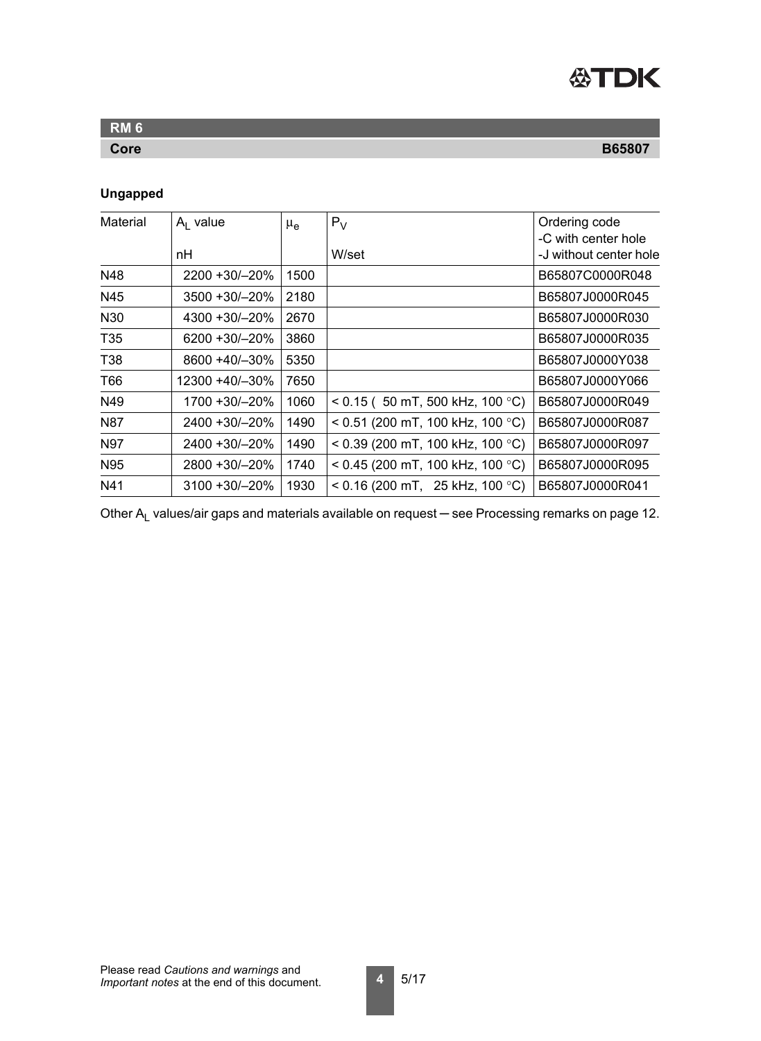## RM 6

**Core** **B65807**

**Ungapped**

| Material | $A_L$ value<br>nH | $\mu_e$ | $P_V$<br>W/set | Ordering code<br>-C with center hole<br>-J without center hole |
|---|---|---|---|---|
| N48 | 2200 +30/–20% | 1500 | | B65807C0000R048 |
| N45 | 3500 +30/–20% | 2180 | | B65807J0000R045 |
| N30 | 4300 +30/–20% | 2670 | | B65807J0000R030 |
| T35 | 6200 +30/–20% | 3860 | | B65807J0000R035 |
| T38 | 8600 +40/–30% | 5350 | | B65807J0000Y038 |
| T66 | 12300 +40/–30% | 7650 | | B65807J0000Y066 |
| N49 | 1700 +30/–20% | 1060 | < 0.15 ( 50 mT, 500 kHz, 100 °C) | B65807J0000R049 |
| N87 | 2400 +30/–20% | 1490 | < 0.51 (200 mT, 100 kHz, 100 °C) | B65807J0000R087 |
| N97 | 2400 +30/–20% | 1490 | < 0.39 (200 mT, 100 kHz, 100 °C) | B65807J0000R097 |
| N95 | 2800 +30/–20% | 1740 | < 0.45 (200 mT, 100 kHz, 100 °C) | B65807J0000R095 |
| N41 | 3100 +30/–20% | 1930 | < 0.16 (200 mT, 25 kHz, 100 °C) | B65807J0000R041 |

Other $A_L$ values/air gaps and materials available on request — see Processing remarks on page 12.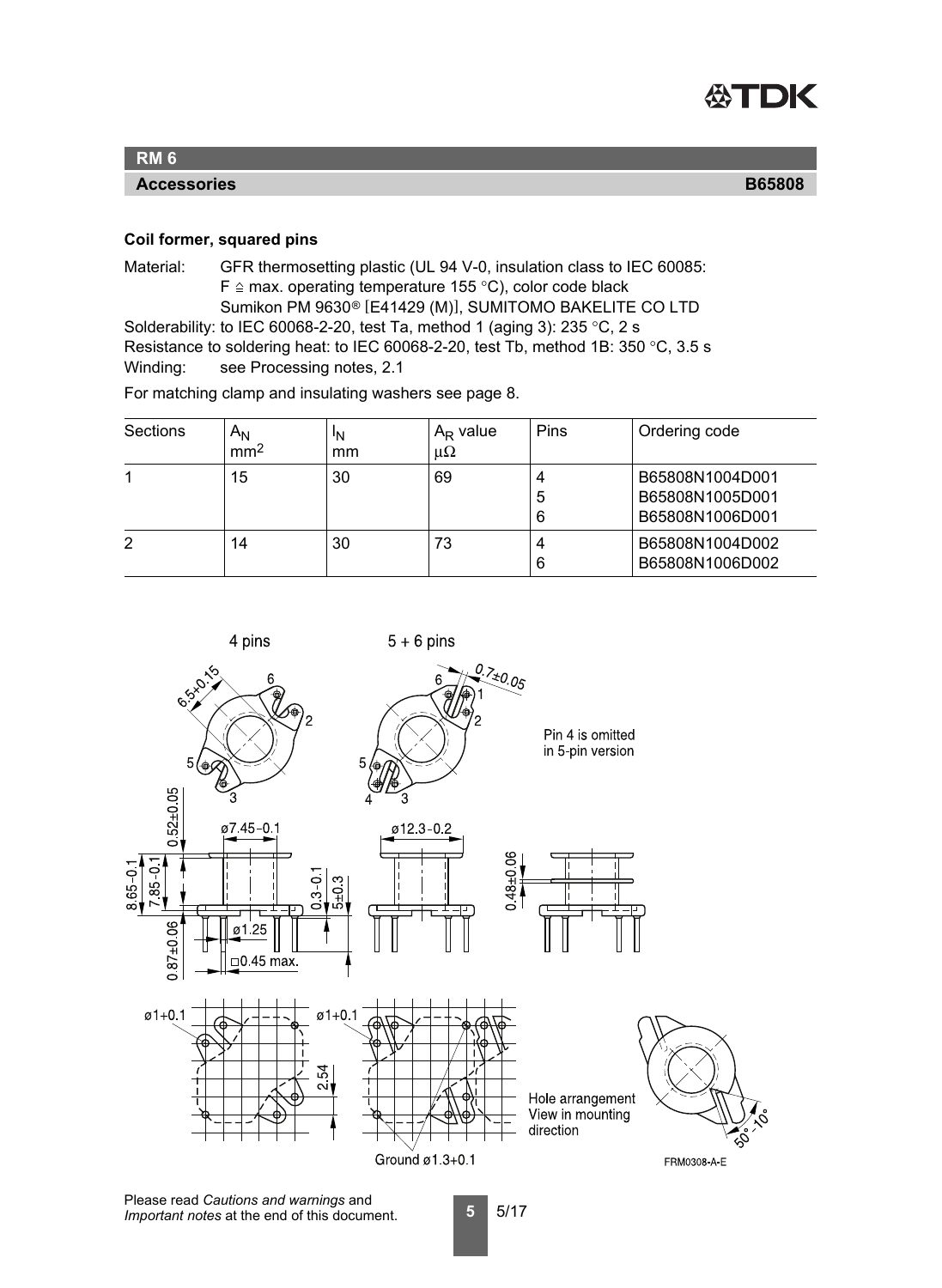## RM 6

### Accessories — B65808

**Coil former, squared pins**

Material: GFR thermosetting plastic (UL 94 V-0, insulation class to IEC 60085: F ≙ max. operating temperature 155 °C), color code black
Sumikon PM 9630® [E41429 (M)], SUMITOMO BAKELITE CO LTD

Solderability: to IEC 60068-2-20, test Ta, method 1 (aging 3): 235 °C, 2 s

Resistance to soldering heat: to IEC 60068-2-20, test Tb, method 1B: 350 °C, 3.5 s

Winding: see Processing notes, 2.1

For matching clamp and insulating washers see page 8.

| Sections | $A_N$ mm² | $l_N$ mm | $A_R$ value μΩ | Pins | Ordering code |
|---|---|---|---|---|---|
| 1 | 15 | 30 | 69 | 4<br>5<br>6 | B65808N1004D001<br>B65808N1005D001<br>B65808N1006D001 |
| 2 | 14 | 30 | 73 | 4<br>6 | B65808N1004D002<br>B65808N1006D002 |

4 pins

5 + 6 pins

Pin 4 is omitted in 5-pin version

Hole arrangement
View in mounting direction

Ground ø1.3+0.1

FRM0308-A-E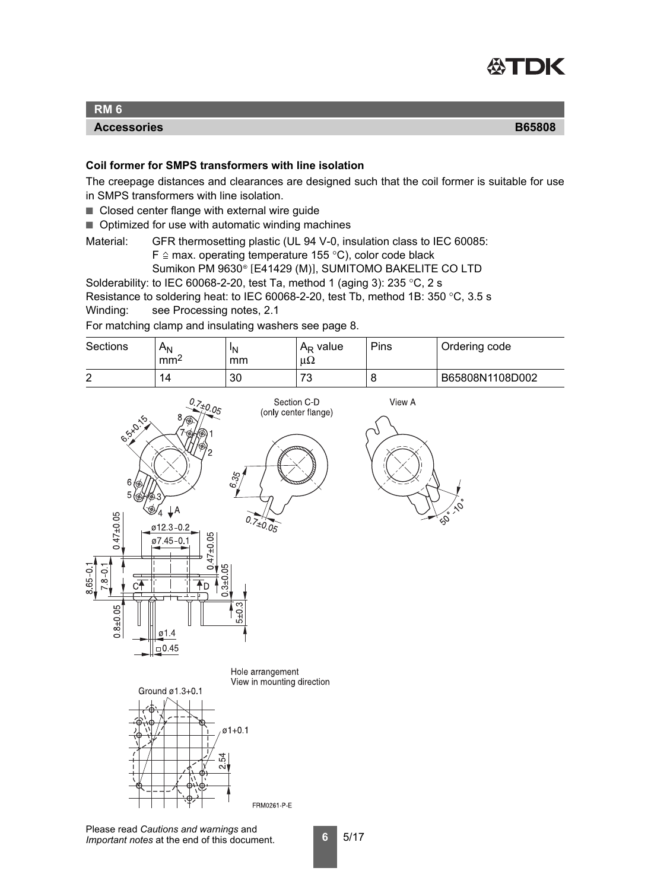## RM 6

### Accessories B65808

**Coil former for SMPS transformers with line isolation**

The creepage distances and clearances are designed such that the coil former is suitable for use in SMPS transformers with line isolation.

- Closed center flange with external wire guide
- Optimized for use with automatic winding machines

Material: GFR thermosetting plastic (UL 94 V-0, insulation class to IEC 60085: F ≙ max. operating temperature 155 °C), color code black
Sumikon PM 9630® [E41429 (M)], SUMITOMO BAKELITE CO LTD

Solderability: to IEC 60068-2-20, test Ta, method 1 (aging 3): 235 °C, 2 s

Resistance to soldering heat: to IEC 60068-2-20, test Tb, method 1B: 350 °C, 3.5 s

Winding: see Processing notes, 2.1

For matching clamp and insulating washers see page 8.

| Sections | $A_N$ $mm^2$ | $l_N$ mm | $A_R$ value μΩ | Pins | Ordering code |
|---|---|---|---|---|---|
| 2 | 14 | 30 | 73 | 8 | B65808N1108D002 |

Section C-D (only center flange)

View A

Hole arrangement
View in mounting direction

FRM0261-P-E

Please read *Cautions and warnings* and *Important notes* at the end of this document.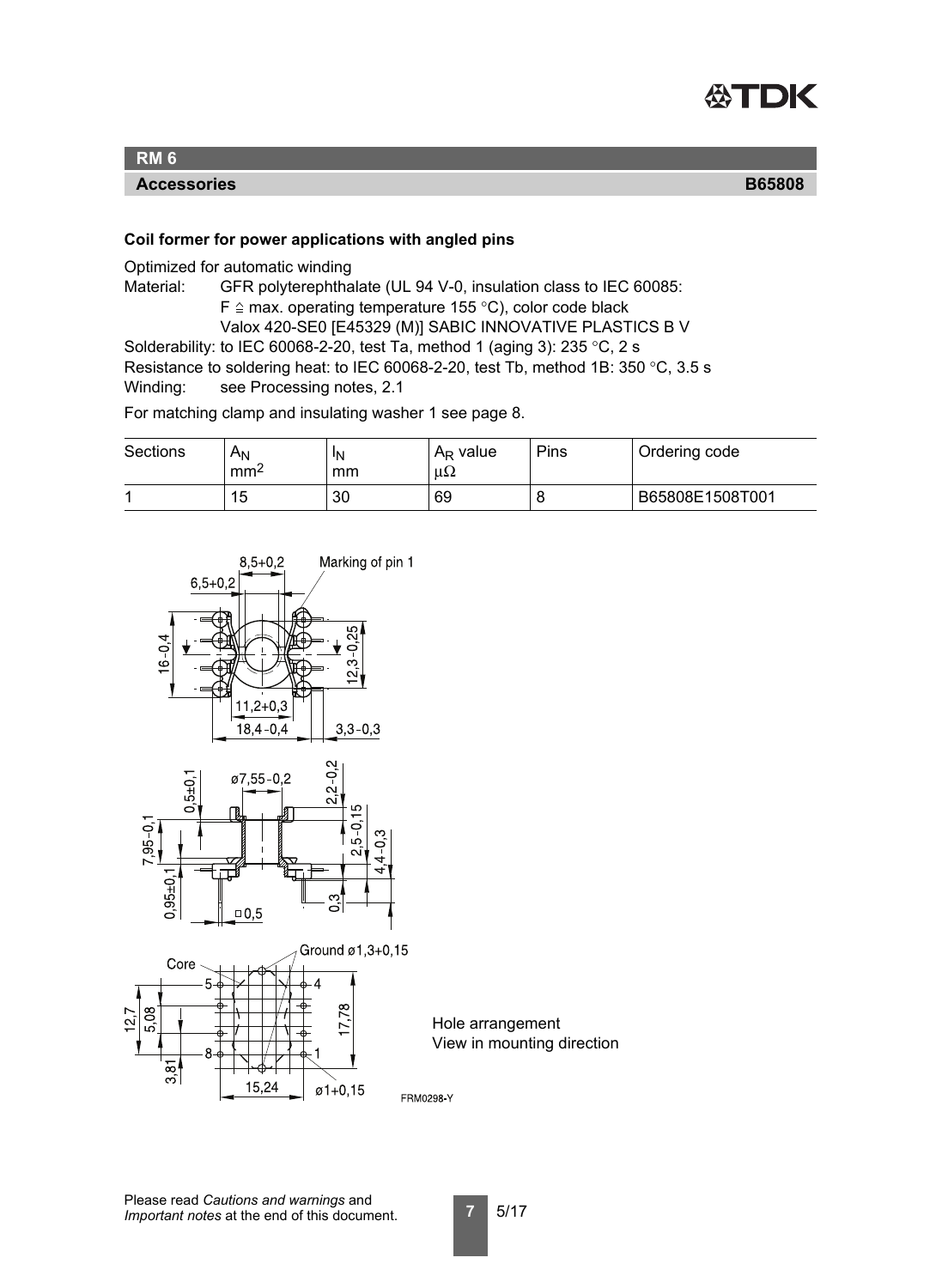## RM 6

**Accessories** **B65808**

**Coil former for power applications with angled pins**

Optimized for automatic winding

Material: GFR polyterephthalate (UL 94 V-0, insulation class to IEC 60085: F ≙ max. operating temperature 155 °C), color code black
Valox 420-SE0 [E45329 (M)] SABIC INNOVATIVE PLASTICS B V

Solderability: to IEC 60068-2-20, test Ta, method 1 (aging 3): 235 °C, 2 s

Resistance to soldering heat: to IEC 60068-2-20, test Tb, method 1B: 350 °C, 3.5 s

Winding: see Processing notes, 2.1

For matching clamp and insulating washer 1 see page 8.

| Sections | $A_N$ $mm^2$ | $l_N$ mm | $A_R$ value μΩ | Pins | Ordering code |
|---|---|---|---|---|---|
| 1 | 15 | 30 | 69 | 8 | B65808E1508T001 |

Hole arrangement
View in mounting direction

FRM0298-Y

Please read *Cautions and warnings* and *Important notes* at the end of this document.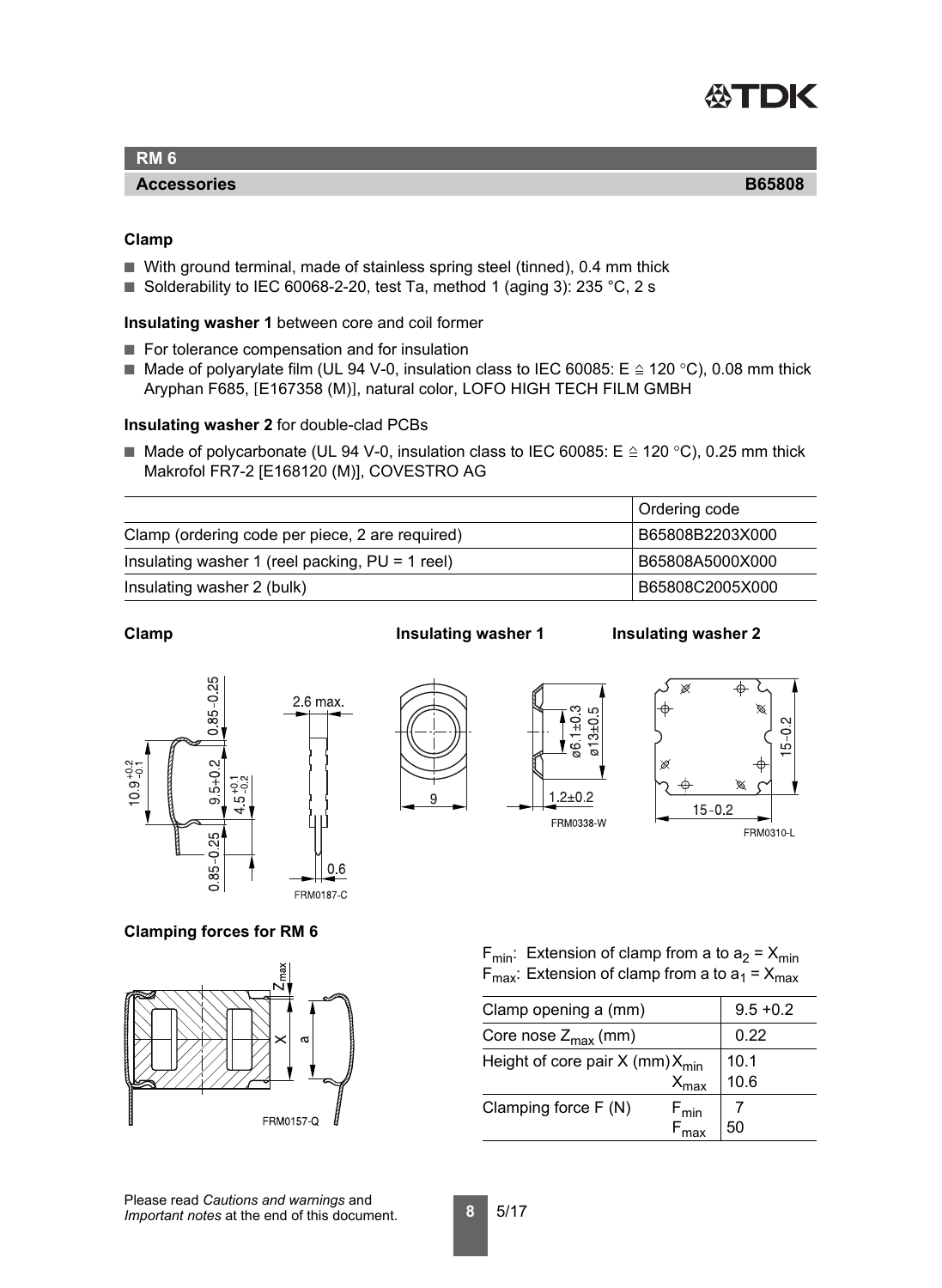## RM 6

### Accessories B65808

**Clamp**

- With ground terminal, made of stainless spring steel (tinned), 0.4 mm thick
- Solderability to IEC 60068-2-20, test Ta, method 1 (aging 3): 235 °C, 2 s

**Insulating washer 1** between core and coil former

- For tolerance compensation and for insulation
- Made of polyarylate film (UL 94 V-0, insulation class to IEC 60085: E ≙ 120 °C), 0.08 mm thick Aryphan F685, [E167358 (M)], natural color, LOFO HIGH TECH FILM GMBH

**Insulating washer 2** for double-clad PCBs

- Made of polycarbonate (UL 94 V-0, insulation class to IEC 60085: E ≙ 120 °C), 0.25 mm thick Makrofol FR7-2 [E168120 (M)], COVESTRO AG

| | Ordering code |
|---|---|
| Clamp (ordering code per piece, 2 are required) | B65808B2203X000 |
| Insulating washer 1 (reel packing, PU = 1 reel) | B65808A5000X000 |
| Insulating washer 2 (bulk) | B65808C2005X000 |

**Clamp** **Insulating washer 1** **Insulating washer 2**

FRM0187-C FRM0338-W FRM0310-L

**Clamping forces for RM 6**

FRM0157-Q

$F_{min}$: Extension of clamp from a to $a_2 = X_{min}$
$F_{max}$: Extension of clamp from a to $a_1 = X_{max}$

| Clamp opening a (mm) | | 9.5 +0.2 |
|---|---|---|
| Core nose $Z_{max}$ (mm) | | 0.22 |
| Height of core pair X (mm) | $X_{min}$ | 10.1 |
| | $X_{max}$ | 10.6 |
| Clamping force F (N) | $F_{min}$ | 7 |
| | $F_{max}$ | 50 |

Please read *Cautions and warnings* and *Important notes* at the end of this document.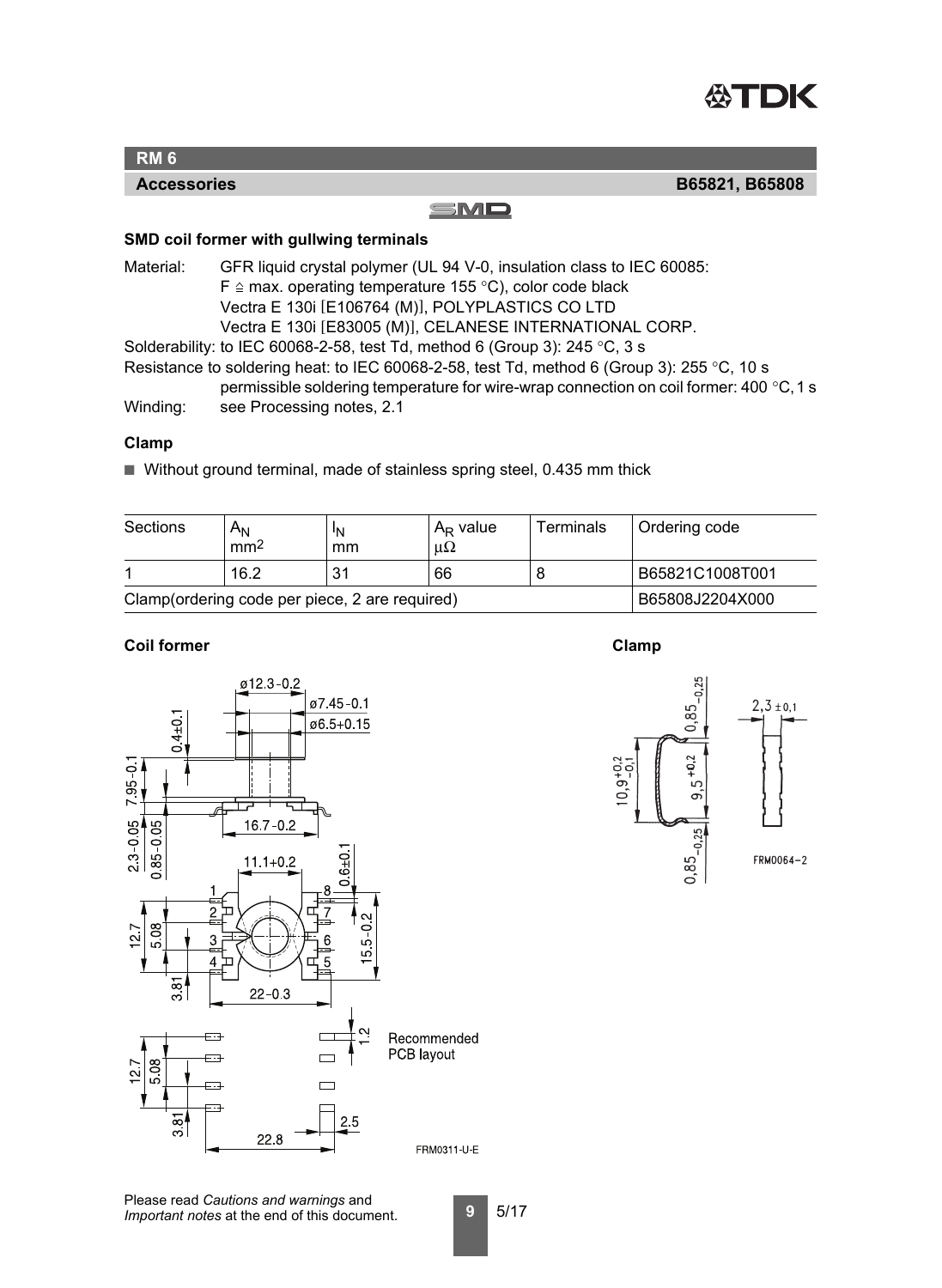## RM 6

**Accessories** **B65821, B65808**

SMD

### SMD coil former with gullwing terminals

Material: GFR liquid crystal polymer (UL 94 V-0, insulation class to IEC 60085: F ≙ max. operating temperature 155 °C), color code black
Vectra E 130i [E106764 (M)], POLYPLASTICS CO LTD
Vectra E 130i [E83005 (M)], CELANESE INTERNATIONAL CORP.

Solderability: to IEC 60068-2-58, test Td, method 6 (Group 3): 245 °C, 3 s

Resistance to soldering heat: to IEC 60068-2-58, test Td, method 6 (Group 3): 255 °C, 10 s
permissible soldering temperature for wire-wrap connection on coil former: 400 °C, 1 s

Winding: see Processing notes, 2.1

### Clamp

- Without ground terminal, made of stainless spring steel, 0.435 mm thick

| Sections | $A_N$ mm² | $l_N$ mm | $A_R$ value μΩ | Terminals | Ordering code |
|---|---|---|---|---|---|
| 1 | 16.2 | 31 | 66 | 8 | B65821C1008T001 |
| Clamp(ordering code per piece, 2 are required) | | | | | B65808J2204X000 |

**Coil former**

**Clamp**

Recommended PCB layout

FRM0311-U-E

FRM0064-2

Please read *Cautions and warnings* and *Important notes* at the end of this document.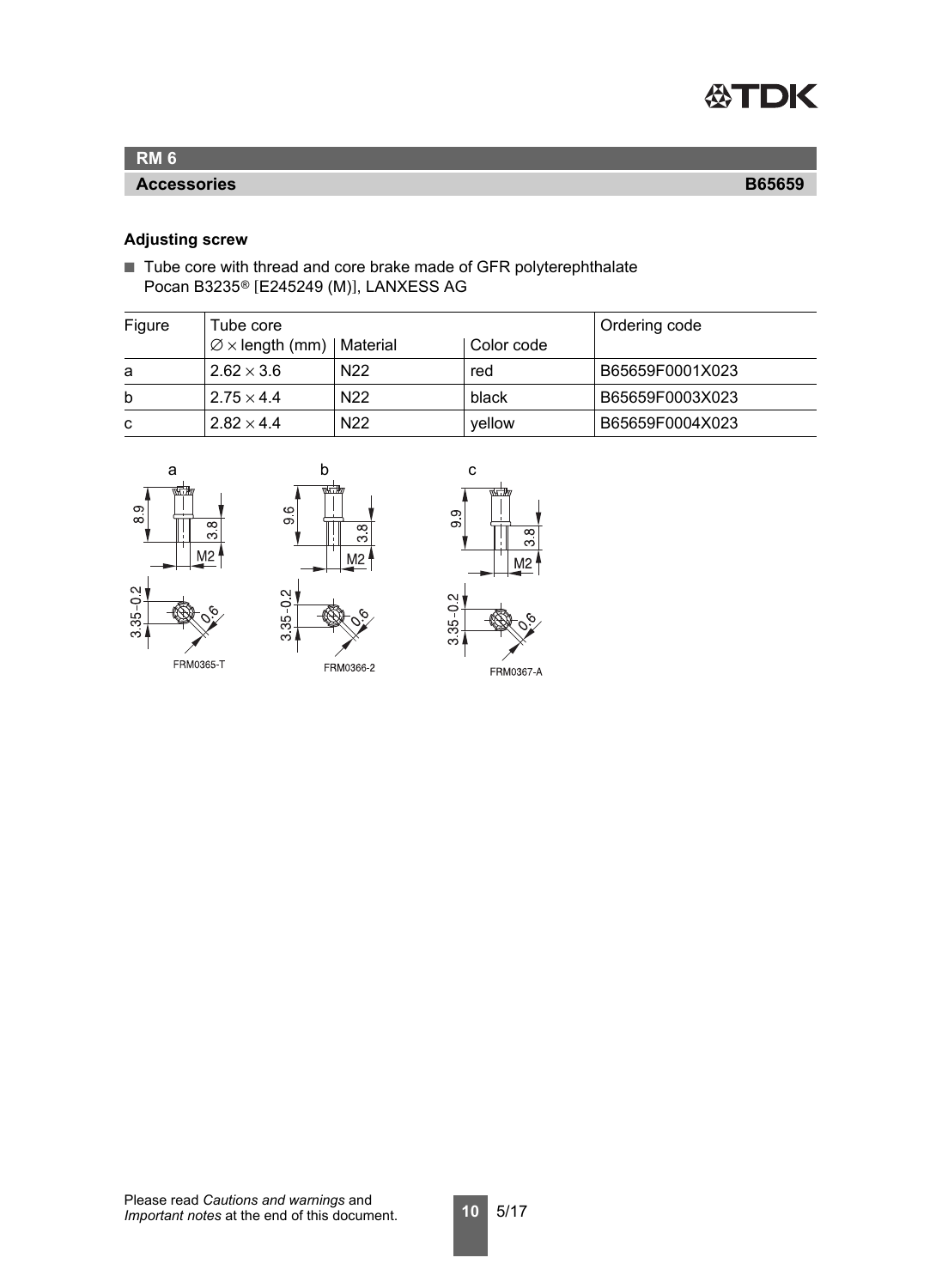## RM 6

### Accessories B65659

**Adjusting screw**

- Tube core with thread and core brake made of GFR polyterephthalate Pocan B3235® [E245249 (M)], LANXESS AG

| Figure | Tube core | | | Ordering code |
|---|---|---|---|---|
| | ∅ × length (mm) | Material | Color code | |
| a | 2.62 × 3.6 | N22 | red | B65659F0001X023 |
| b | 2.75 × 4.4 | N22 | black | B65659F0003X023 |
| c | 2.82 × 4.4 | N22 | yellow | B65659F0004X023 |

FRM0365-T

FRM0366-2

FRM0367-A

Please read *Cautions and warnings* and *Important notes* at the end of this document.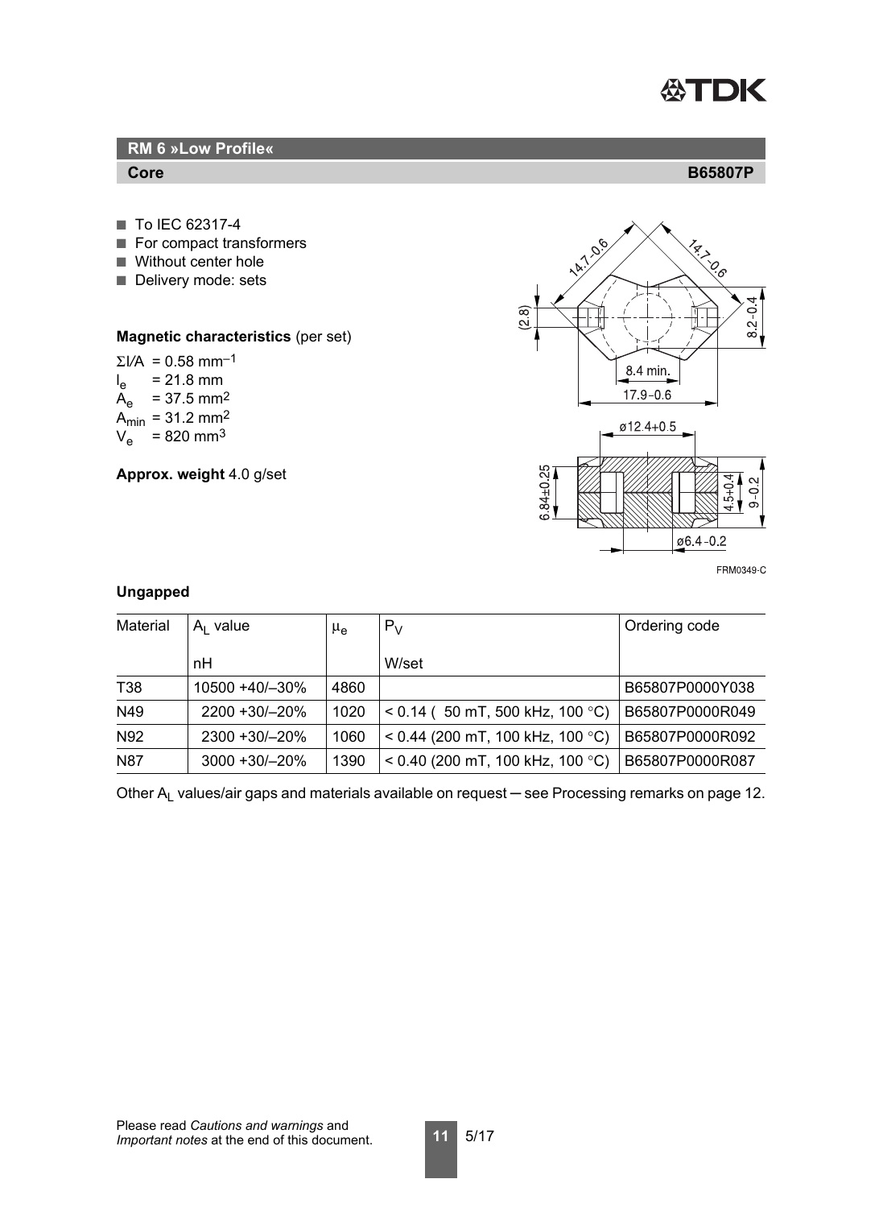## RM 6 »Low Profile«

**Core** **B65807P**

- To IEC 62317-4
- For compact transformers
- Without center hole
- Delivery mode: sets

**Magnetic characteristics** (per set)

$\Sigma l/A$ = 0.58 $mm^{-1}$
$l_e$ = 21.8 mm
$A_e$ = 37.5 $mm^2$
$A_{min}$ = 31.2 $mm^2$
$V_e$ = 820 $mm^3$

**Approx. weight** 4.0 g/set

FRM0349-C

**Ungapped**

| Material | $A_L$ value<br>nH | $\mu_e$ | $P_V$<br>W/set | Ordering code |
|---|---|---|---|---|
| T38 | 10500 +40/–30% | 4860 | | B65807P0000Y038 |
| N49 | 2200 +30/–20% | 1020 | < 0.14 ( 50 mT, 500 kHz, 100 °C) | B65807P0000R049 |
| N92 | 2300 +30/–20% | 1060 | < 0.44 (200 mT, 100 kHz, 100 °C) | B65807P0000R092 |
| N87 | 3000 +30/–20% | 1390 | < 0.40 (200 mT, 100 kHz, 100 °C) | B65807P0000R087 |

Other $A_L$ values/air gaps and materials available on request ─ see Processing remarks on page 12.

Please read *Cautions and warnings* and *Important notes* at the end of this document.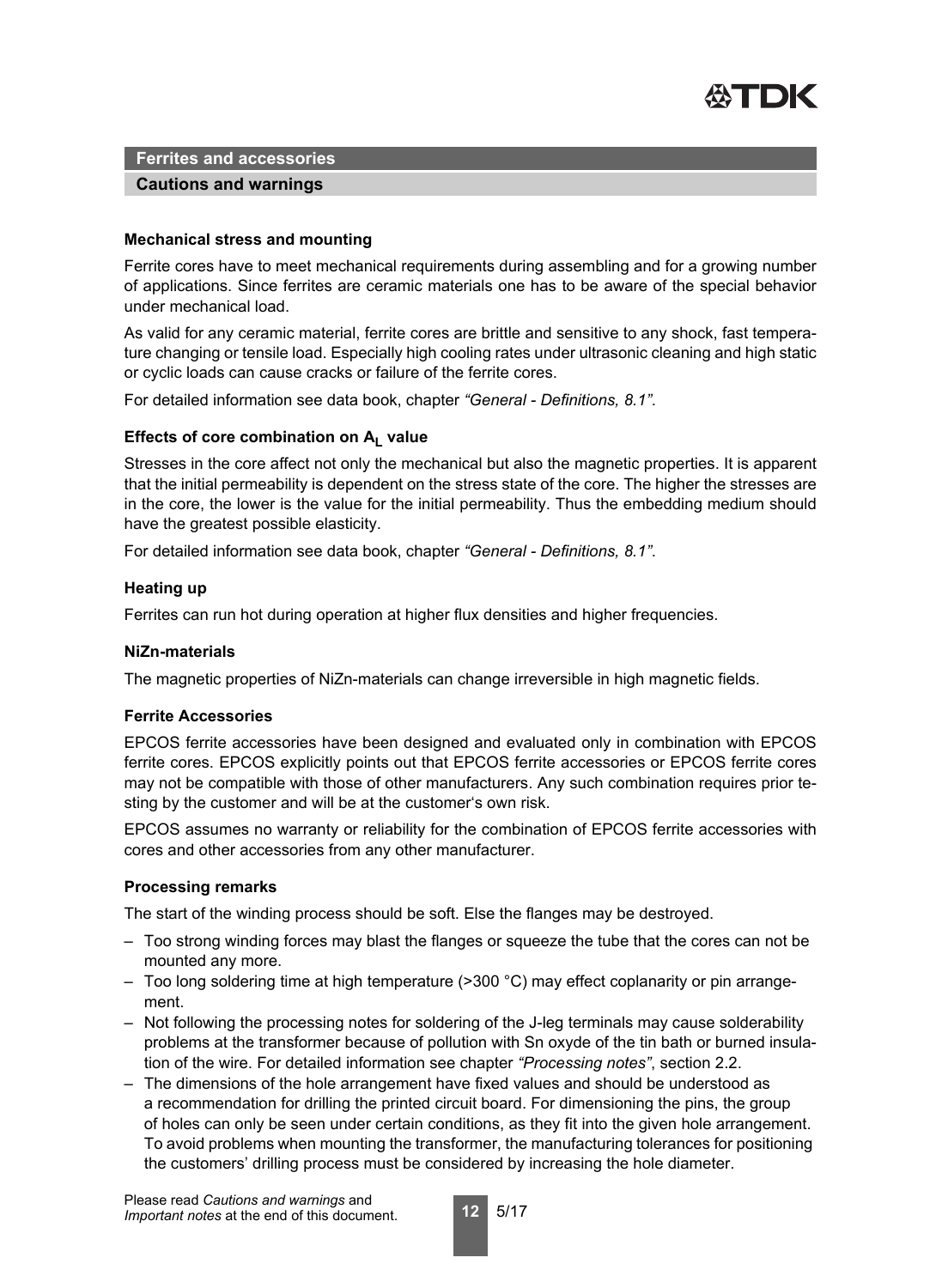## Ferrites and accessories

### Cautions and warnings

**Mechanical stress and mounting**

Ferrite cores have to meet mechanical requirements during assembling and for a growing number of applications. Since ferrites are ceramic materials one has to be aware of the special behavior under mechanical load.

As valid for any ceramic material, ferrite cores are brittle and sensitive to any shock, fast temperature changing or tensile load. Especially high cooling rates under ultrasonic cleaning and high static or cyclic loads can cause cracks or failure of the ferrite cores.

For detailed information see data book, chapter *"General - Definitions, 8.1"*.

**Effects of core combination on $A_L$ value**

Stresses in the core affect not only the mechanical but also the magnetic properties. It is apparent that the initial permeability is dependent on the stress state of the core. The higher the stresses are in the core, the lower is the value for the initial permeability. Thus the embedding medium should have the greatest possible elasticity.

For detailed information see data book, chapter *"General - Definitions, 8.1"*.

**Heating up**

Ferrites can run hot during operation at higher flux densities and higher frequencies.

**NiZn-materials**

The magnetic properties of NiZn-materials can change irreversible in high magnetic fields.

**Ferrite Accessories**

EPCOS ferrite accessories have been designed and evaluated only in combination with EPCOS ferrite cores. EPCOS explicitly points out that EPCOS ferrite accessories or EPCOS ferrite cores may not be compatible with those of other manufacturers. Any such combination requires prior testing by the customer and will be at the customer's own risk.

EPCOS assumes no warranty or reliability for the combination of EPCOS ferrite accessories with cores and other accessories from any other manufacturer.

**Processing remarks**

The start of the winding process should be soft. Else the flanges may be destroyed.

- Too strong winding forces may blast the flanges or squeeze the tube that the cores can not be mounted any more.
- Too long soldering time at high temperature (>300 °C) may effect coplanarity or pin arrangement.
- Not following the processing notes for soldering of the J-leg terminals may cause solderability problems at the transformer because of pollution with Sn oxyde of the tin bath or burned insulation of the wire. For detailed information see chapter *"Processing notes"*, section 2.2.
- The dimensions of the hole arrangement have fixed values and should be understood as a recommendation for drilling the printed circuit board. For dimensioning the pins, the group of holes can only be seen under certain conditions, as they fit into the given hole arrangement. To avoid problems when mounting the transformer, the manufacturing tolerances for positioning the customers' drilling process must be considered by increasing the hole diameter.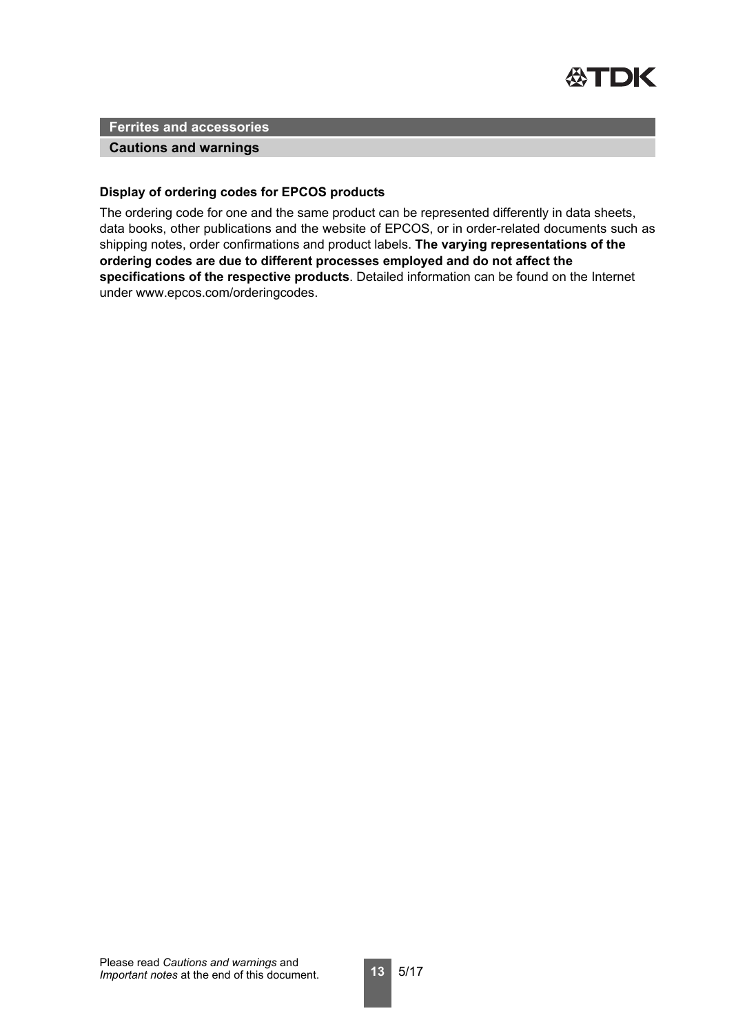## Ferrites and accessories

### Cautions and warnings

**Display of ordering codes for EPCOS products**

The ordering code for one and the same product can be represented differently in data sheets, data books, other publications and the website of EPCOS, or in order-related documents such as shipping notes, order confirmations and product labels. **The varying representations of the ordering codes are due to different processes employed and do not affect the specifications of the respective products**. Detailed information can be found on the Internet under www.epcos.com/orderingcodes.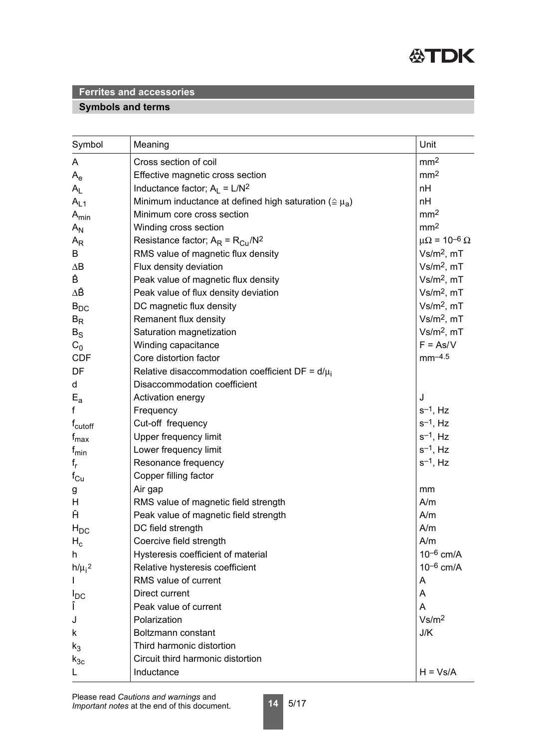## Ferrites and accessories

### Symbols and terms

| Symbol | Meaning | Unit |
|---|---|---|
| $A$ | Cross section of coil | $mm^2$ |
| $A_e$ | Effective magnetic cross section | $mm^2$ |
| $A_L$ | Inductance factor; $A_L = L/N^2$ | nH |
| $A_{L1}$ | Minimum inductance at defined high saturation ($\triangleq \mu_a$) | nH |
| $A_{min}$ | Minimum core cross section | $mm^2$ |
| $A_N$ | Winding cross section | $mm^2$ |
| $A_R$ | Resistance factor; $A_R = R_{Cu}/N^2$ | $\mu\Omega = 10^{-6}\ \Omega$ |
| $B$ | RMS value of magnetic flux density | $Vs/m^2$, mT |
| $\Delta B$ | Flux density deviation | $Vs/m^2$, mT |
| $\hat{B}$ | Peak value of magnetic flux density | $Vs/m^2$, mT |
| $\Delta\hat{B}$ | Peak value of flux density deviation | $Vs/m^2$, mT |
| $B_{DC}$ | DC magnetic flux density | $Vs/m^2$, mT |
| $B_R$ | Remanent flux density | $Vs/m^2$, mT |
| $B_S$ | Saturation magnetization | $Vs/m^2$, mT |
| $C_0$ | Winding capacitance | F = As/V |
| CDF | Core distortion factor | $mm^{-4.5}$ |
| DF | Relative disaccommodation coefficient $DF = d/\mu_i$ | |
| $d$ | Disaccommodation coefficient | |
| $E_a$ | Activation energy | J |
| $f$ | Frequency | $s^{-1}$, Hz |
| $f_{cutoff}$ | Cut-off frequency | $s^{-1}$, Hz |
| $f_{max}$ | Upper frequency limit | $s^{-1}$, Hz |
| $f_{min}$ | Lower frequency limit | $s^{-1}$, Hz |
| $f_r$ | Resonance frequency | $s^{-1}$, Hz |
| $f_{Cu}$ | Copper filling factor | |
| $g$ | Air gap | mm |
| $H$ | RMS value of magnetic field strength | A/m |
| $\hat{H}$ | Peak value of magnetic field strength | A/m |
| $H_{DC}$ | DC field strength | A/m |
| $H_c$ | Coercive field strength | A/m |
| $h$ | Hysteresis coefficient of material | $10^{-6}$ cm/A |
| $h/\mu_i^2$ | Relative hysteresis coefficient | $10^{-6}$ cm/A |
| $I$ | RMS value of current | A |
| $I_{DC}$ | Direct current | A |
| $\hat{I}$ | Peak value of current | A |
| $J$ | Polarization | $Vs/m^2$ |
| $k$ | Boltzmann constant | J/K |
| $k_3$ | Third harmonic distortion | |
| $k_{3c}$ | Circuit third harmonic distortion | |
| $L$ | Inductance | H = Vs/A |

Please read *Cautions and warnings* and *Important notes* at the end of this document.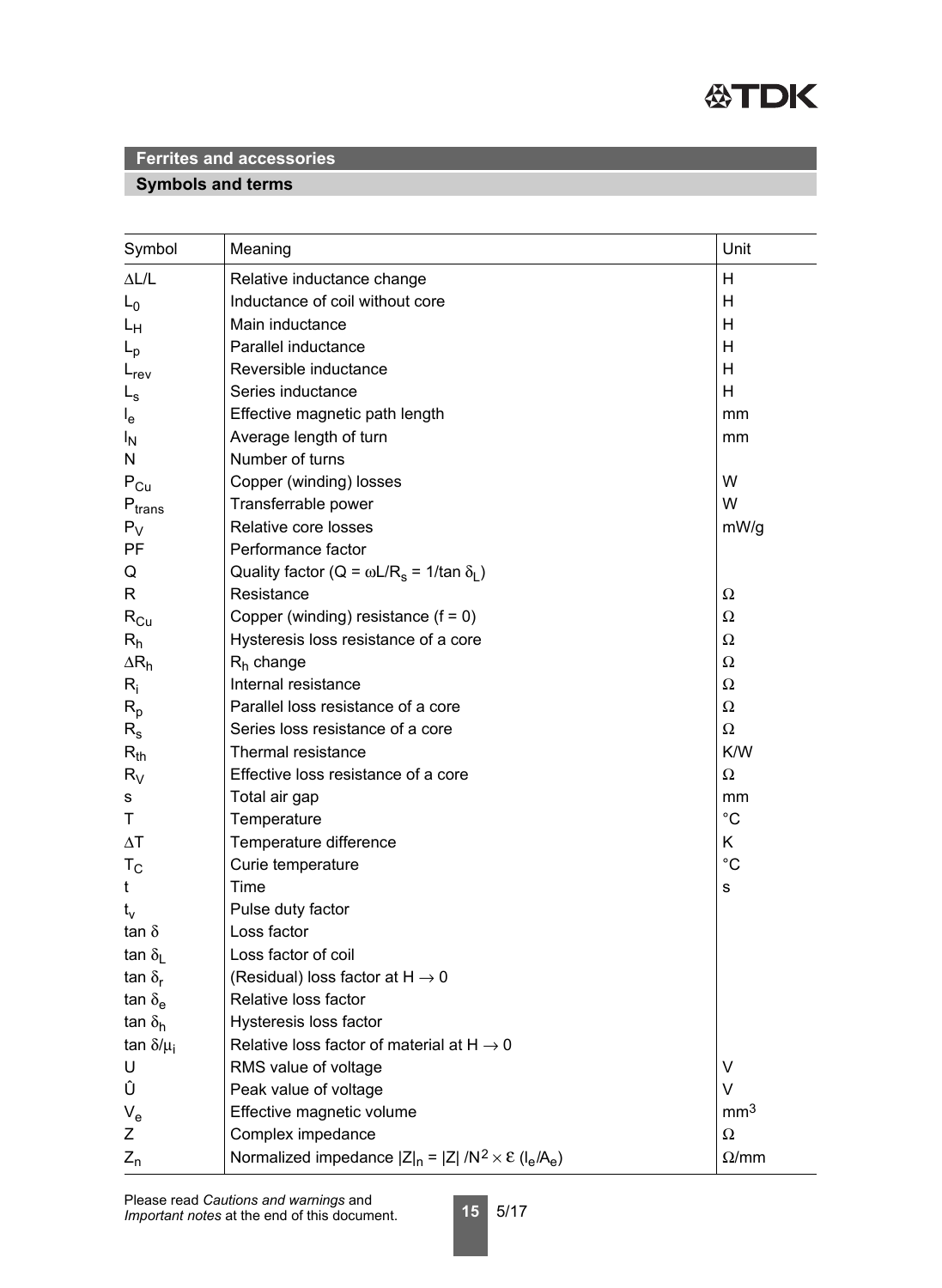## Ferrites and accessories

### Symbols and terms

| Symbol | Meaning | Unit |
|---|---|---|
| $\Delta L/L$ | Relative inductance change | H |
| $L_0$ | Inductance of coil without core | H |
| $L_H$ | Main inductance | H |
| $L_p$ | Parallel inductance | H |
| $L_{rev}$ | Reversible inductance | H |
| $L_s$ | Series inductance | H |
| $l_e$ | Effective magnetic path length | mm |
| $l_N$ | Average length of turn | mm |
| N | Number of turns | |
| $P_{Cu}$ | Copper (winding) losses | W |
| $P_{trans}$ | Transferrable power | W |
| $P_V$ | Relative core losses | mW/g |
| PF | Performance factor | |
| Q | Quality factor ($Q = \omega L/R_s = 1/\tan \delta_L$) | |
| R | Resistance | Ω |
| $R_{Cu}$ | Copper (winding) resistance (f = 0) | Ω |
| $R_h$ | Hysteresis loss resistance of a core | Ω |
| $\Delta R_h$ | $R_h$ change | Ω |
| $R_i$ | Internal resistance | Ω |
| $R_p$ | Parallel loss resistance of a core | Ω |
| $R_s$ | Series loss resistance of a core | Ω |
| $R_{th}$ | Thermal resistance | K/W |
| $R_V$ | Effective loss resistance of a core | Ω |
| s | Total air gap | mm |
| T | Temperature | °C |
| $\Delta T$ | Temperature difference | K |
| $T_C$ | Curie temperature | °C |
| t | Time | s |
| $t_v$ | Pulse duty factor | |
| $\tan \delta$ | Loss factor | |
| $\tan \delta_L$ | Loss factor of coil | |
| $\tan \delta_r$ | (Residual) loss factor at $H \rightarrow 0$ | |
| $\tan \delta_e$ | Relative loss factor | |
| $\tan \delta_h$ | Hysteresis loss factor | |
| $\tan \delta/\mu_i$ | Relative loss factor of material at $H \rightarrow 0$ | |
| U | RMS value of voltage | V |
| Û | Peak value of voltage | V |
| $V_e$ | Effective magnetic volume | $mm^3$ |
| Z | Complex impedance | Ω |
| $Z_n$ | Normalized impedance $\lvert Z \rvert_n = \lvert Z \rvert / N^2 \times \Sigma (l_e/A_e)$ | Ω/mm |

Please read *Cautions and warnings* and *Important notes* at the end of this document.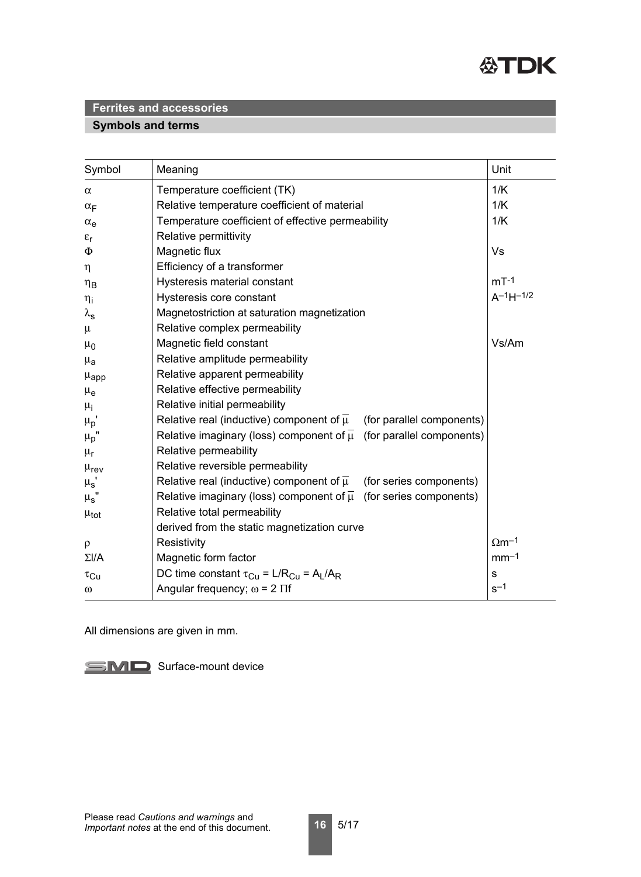# Ferrites and accessories

## Symbols and terms

| Symbol | Meaning | Unit |
|---|---|---|
| $\alpha$ | Temperature coefficient (TK) | 1/K |
| $\alpha_F$ | Relative temperature coefficient of material | 1/K |
| $\alpha_e$ | Temperature coefficient of effective permeability | 1/K |
| $\varepsilon_r$ | Relative permittivity | |
| $\Phi$ | Magnetic flux | Vs |
| $\eta$ | Efficiency of a transformer | |
| $\eta_B$ | Hysteresis material constant | $mT^{-1}$ |
| $\eta_i$ | Hysteresis core constant | $A^{-1}H^{-1/2}$ |
| $\lambda_s$ | Magnetostriction at saturation magnetization | |
| $\mu$ | Relative complex permeability | |
| $\mu_0$ | Magnetic field constant | Vs/Am |
| $\mu_a$ | Relative amplitude permeability | |
| $\mu_{app}$ | Relative apparent permeability | |
| $\mu_e$ | Relative effective permeability | |
| $\mu_i$ | Relative initial permeability | |
| $\mu_p'$ | Relative real (inductive) component of $\overline{\mu}$ (for parallel components) | |
| $\mu_p''$ | Relative imaginary (loss) component of $\overline{\mu}$ (for parallel components) | |
| $\mu_r$ | Relative permeability | |
| $\mu_{rev}$ | Relative reversible permeability | |
| $\mu_s'$ | Relative real (inductive) component of $\overline{\mu}$ (for series components) | |
| $\mu_s''$ | Relative imaginary (loss) component of $\overline{\mu}$ (for series components) | |
| $\mu_{tot}$ | Relative total permeability derived from the static magnetization curve | |
| $\rho$ | Resistivity | $\Omega m^{-1}$ |
| $\Sigma l/A$ | Magnetic form factor | $mm^{-1}$ |
| $\tau_{Cu}$ | DC time constant $\tau_{Cu} = L/R_{Cu} = A_L/A_R$ | s |
| $\omega$ | Angular frequency; $\omega = 2\,\Pi f$ | $s^{-1}$ |

All dimensions are given in mm.

SMD Surface-mount device

Please read *Cautions and warnings* and *Important notes* at the end of this document.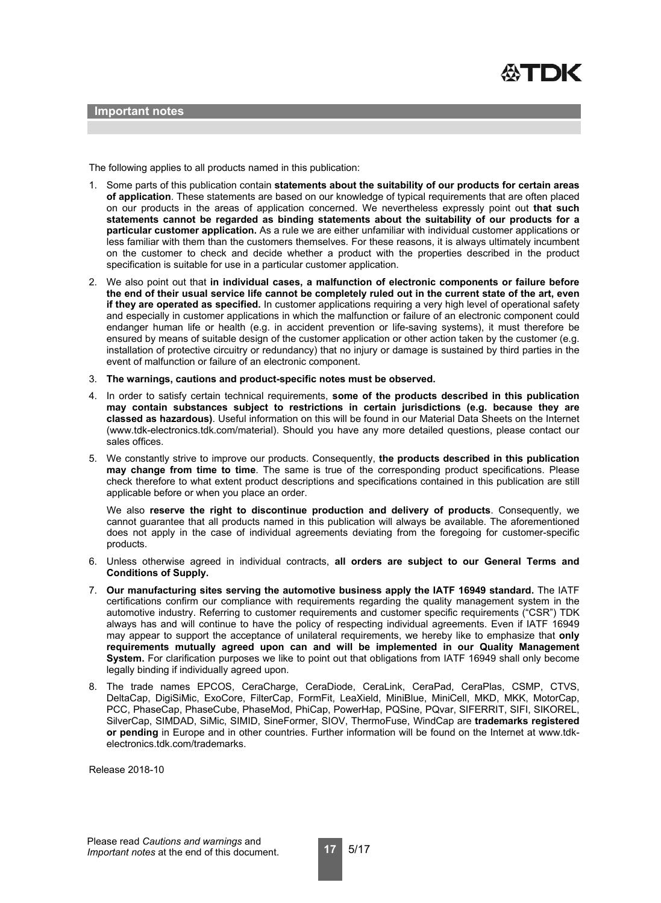## Important notes

The following applies to all products named in this publication:

1. Some parts of this publication contain **statements about the suitability of our products for certain areas of application**. These statements are based on our knowledge of typical requirements that are often placed on our products in the areas of application concerned. We nevertheless expressly point out **that such statements cannot be regarded as binding statements about the suitability of our products for a particular customer application.** As a rule we are either unfamiliar with individual customer applications or less familiar with them than the customers themselves. For these reasons, it is always ultimately incumbent on the customer to check and decide whether a product with the properties described in the product specification is suitable for use in a particular customer application.
2. We also point out that **in individual cases, a malfunction of electronic components or failure before the end of their usual service life cannot be completely ruled out in the current state of the art, even if they are operated as specified.** In customer applications requiring a very high level of operational safety and especially in customer applications in which the malfunction or failure of an electronic component could endanger human life or health (e.g. in accident prevention or life-saving systems), it must therefore be ensured by means of suitable design of the customer application or other action taken by the customer (e.g. installation of protective circuitry or redundancy) that no injury or damage is sustained by third parties in the event of malfunction or failure of an electronic component.
3. **The warnings, cautions and product-specific notes must be observed.**
4. In order to satisfy certain technical requirements, **some of the products described in this publication may contain substances subject to restrictions in certain jurisdictions (e.g. because they are classed as hazardous)**. Useful information on this will be found in our Material Data Sheets on the Internet (www.tdk-electronics.tdk.com/material). Should you have any more detailed questions, please contact our sales offices.
5. We constantly strive to improve our products. Consequently, **the products described in this publication may change from time to time**. The same is true of the corresponding product specifications. Please check therefore to what extent product descriptions and specifications contained in this publication are still applicable before or when you place an order.

   We also **reserve the right to discontinue production and delivery of products**. Consequently, we cannot guarantee that all products named in this publication will always be available. The aforementioned does not apply in the case of individual agreements deviating from the foregoing for customer-specific products.
6. Unless otherwise agreed in individual contracts, **all orders are subject to our General Terms and Conditions of Supply.**
7. **Our manufacturing sites serving the automotive business apply the IATF 16949 standard.** The IATF certifications confirm our compliance with requirements regarding the quality management system in the automotive industry. Referring to customer requirements and customer specific requirements ("CSR") TDK always has and will continue to have the policy of respecting individual agreements. Even if IATF 16949 may appear to support the acceptance of unilateral requirements, we hereby like to emphasize that **only requirements mutually agreed upon can and will be implemented in our Quality Management System.** For clarification purposes we like to point out that obligations from IATF 16949 shall only become legally binding if individually agreed upon.
8. The trade names EPCOS, CeraCharge, CeraDiode, CeraLink, CeraPad, CeraPlas, CSMP, CTVS, DeltaCap, DigiSiMic, ExoCore, FilterCap, FormFit, LeaXield, MiniBlue, MiniCell, MKD, MKK, MotorCap, PCC, PhaseCap, PhaseCube, PhaseMod, PhiCap, PowerHap, PQSine, PQvar, SIFERRIT, SIFI, SIKOREL, SilverCap, SIMDAD, SiMic, SIMID, SineFormer, SIOV, ThermoFuse, WindCap are **trademarks registered or pending** in Europe and in other countries. Further information will be found on the Internet at www.tdk-electronics.tdk.com/trademarks.

Release 2018-10